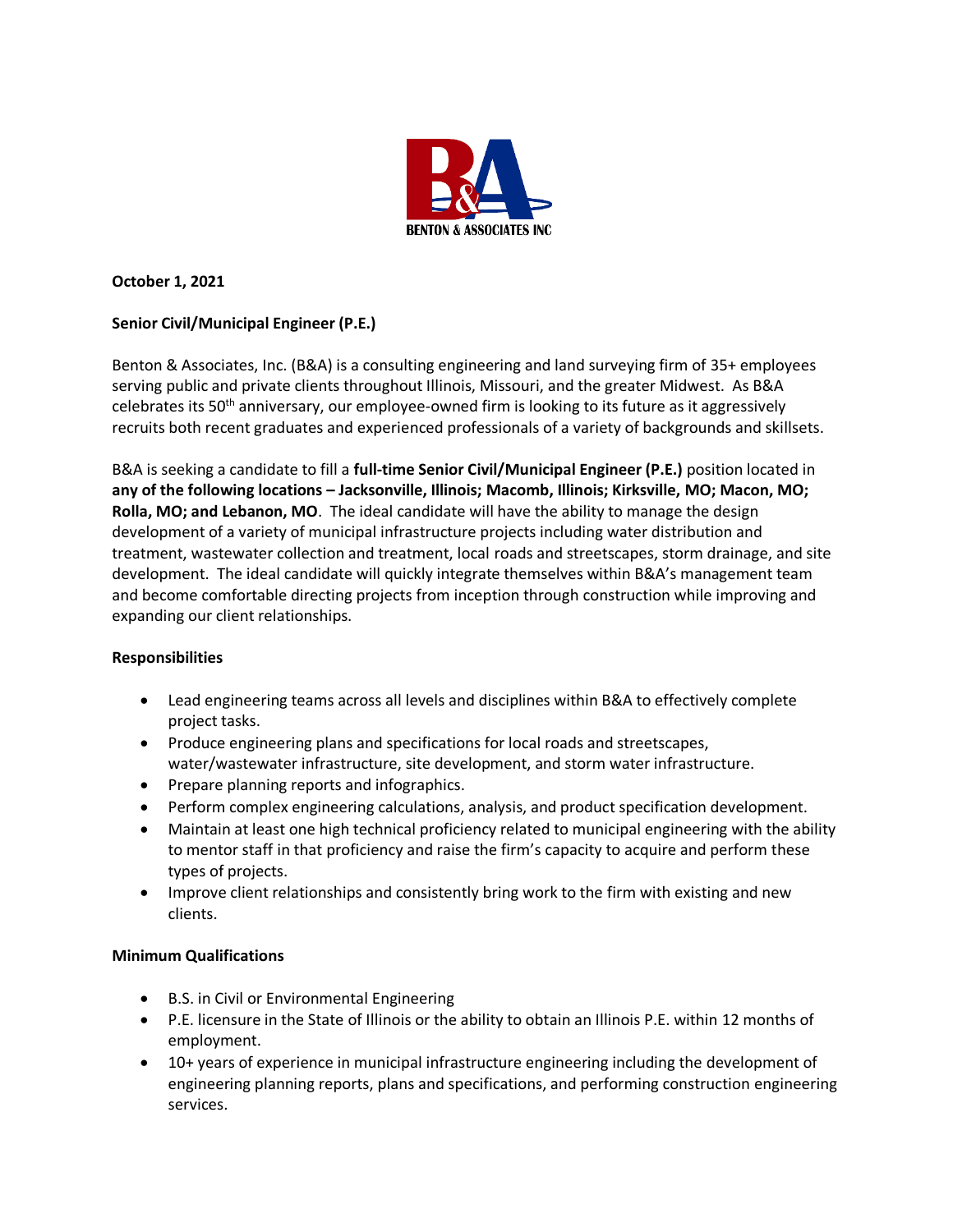B&A
BENTON & ASSOCIATES INC

**October 1, 2021**

**Senior Civil/Municipal Engineer (P.E.)**

Benton & Associates, Inc. (B&A) is a consulting engineering and land surveying firm of 35+ employees serving public and private clients throughout Illinois, Missouri, and the greater Midwest. As B&A celebrates its 50th anniversary, our employee-owned firm is looking to its future as it aggressively recruits both recent graduates and experienced professionals of a variety of backgrounds and skillsets.

B&A is seeking a candidate to fill a **full-time Senior Civil/Municipal Engineer (P.E.)** position located in **any of the following locations – Jacksonville, Illinois; Macomb, Illinois; Kirksville, MO; Macon, MO; Rolla, MO; and Lebanon, MO**. The ideal candidate will have the ability to manage the design development of a variety of municipal infrastructure projects including water distribution and treatment, wastewater collection and treatment, local roads and streetscapes, storm drainage, and site development. The ideal candidate will quickly integrate themselves within B&A's management team and become comfortable directing projects from inception through construction while improving and expanding our client relationships.

**Responsibilities**

- Lead engineering teams across all levels and disciplines within B&A to effectively complete project tasks.
- Produce engineering plans and specifications for local roads and streetscapes, water/wastewater infrastructure, site development, and storm water infrastructure.
- Prepare planning reports and infographics.
- Perform complex engineering calculations, analysis, and product specification development.
- Maintain at least one high technical proficiency related to municipal engineering with the ability to mentor staff in that proficiency and raise the firm's capacity to acquire and perform these types of projects.
- Improve client relationships and consistently bring work to the firm with existing and new clients.

**Minimum Qualifications**

- B.S. in Civil or Environmental Engineering
- P.E. licensure in the State of Illinois or the ability to obtain an Illinois P.E. within 12 months of employment.
- 10+ years of experience in municipal infrastructure engineering including the development of engineering planning reports, plans and specifications, and performing construction engineering services.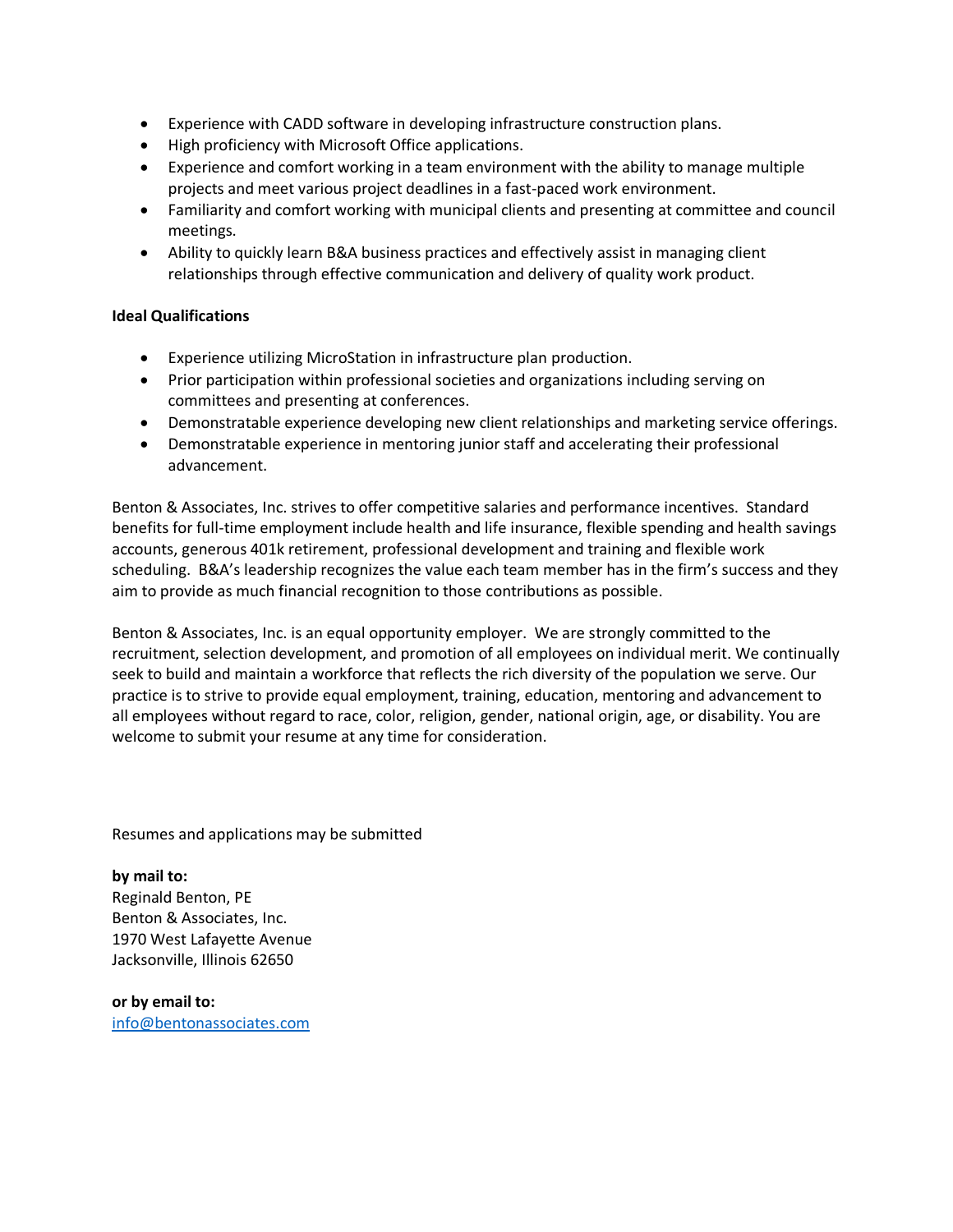- Experience with CADD software in developing infrastructure construction plans.
- High proficiency with Microsoft Office applications.
- Experience and comfort working in a team environment with the ability to manage multiple projects and meet various project deadlines in a fast-paced work environment.
- Familiarity and comfort working with municipal clients and presenting at committee and council meetings.
- Ability to quickly learn B&A business practices and effectively assist in managing client relationships through effective communication and delivery of quality work product.

**Ideal Qualifications**

- Experience utilizing MicroStation in infrastructure plan production.
- Prior participation within professional societies and organizations including serving on committees and presenting at conferences.
- Demonstratable experience developing new client relationships and marketing service offerings.
- Demonstratable experience in mentoring junior staff and accelerating their professional advancement.

Benton & Associates, Inc. strives to offer competitive salaries and performance incentives. Standard benefits for full-time employment include health and life insurance, flexible spending and health savings accounts, generous 401k retirement, professional development and training and flexible work scheduling. B&A's leadership recognizes the value each team member has in the firm's success and they aim to provide as much financial recognition to those contributions as possible.

Benton & Associates, Inc. is an equal opportunity employer. We are strongly committed to the recruitment, selection development, and promotion of all employees on individual merit. We continually seek to build and maintain a workforce that reflects the rich diversity of the population we serve. Our practice is to strive to provide equal employment, training, education, mentoring and advancement to all employees without regard to race, color, religion, gender, national origin, age, or disability. You are welcome to submit your resume at any time for consideration.

Resumes and applications may be submitted

**by mail to:**
Reginald Benton, PE
Benton & Associates, Inc.
1970 West Lafayette Avenue
Jacksonville, Illinois 62650

**or by email to:**
info@bentonassociates.com